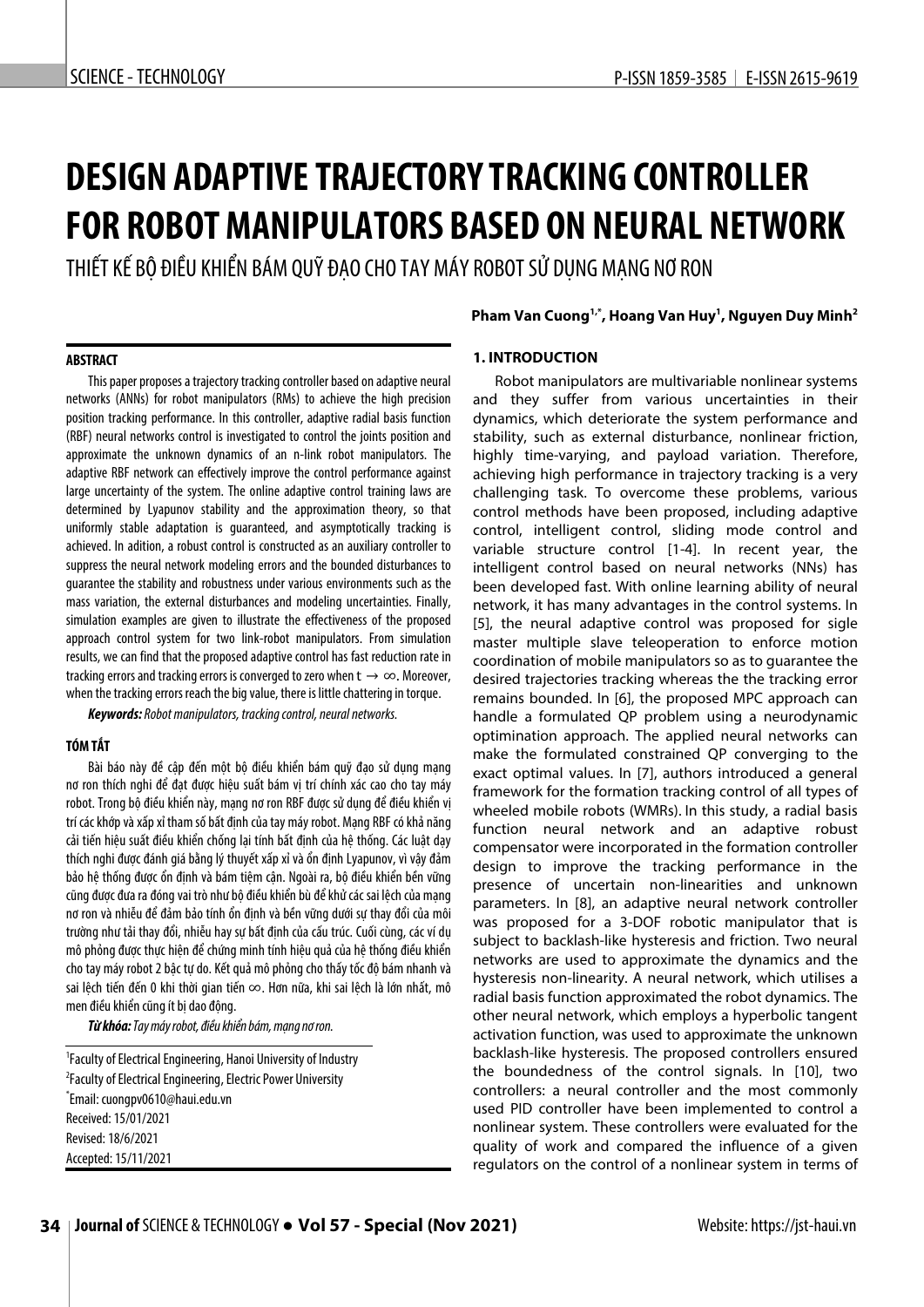# DESIGN ADAPTIVE TRAJECTORY TRACKING CONTROLLER FOR ROBOT MANIPULATORS BASED ON NEURAL NETWORK

THIẾT KẾ BỘ ĐIỀU KHIỂN BÁM QUỸ ĐẠO CHO TAY MÁY ROBOT SỬ DỤNG MẠNG NƠ RON

**Pham Van Cuong[1,*], Hoang Van Huy[1], Nguyen Duy Minh[2]**

### ABSTRACT

This paper proposes a trajectory tracking controller based on adaptive neural networks (ANNs) for robot manipulators (RMs) to achieve the high precision position tracking performance. In this controller, adaptive radial basis function (RBF) neural networks control is investigated to control the joints position and approximate the unknown dynamics of an n-link robot manipulators. The adaptive RBF network can effectively improve the control performance against large uncertainty of the system. The online adaptive control training laws are determined by Lyapunov stability and the approximation theory, so that uniformly stable adaptation is guaranteed, and asymptotically tracking is achieved. In adition, a robust control is constructed as an auxiliary controller to suppress the neural network modeling errors and the bounded disturbances to guarantee the stability and robustness under various environments such as the mass variation, the external disturbances and modeling uncertainties. Finally, simulation examples are given to illustrate the effectiveness of the proposed approach control system for two link-robot manipulators. From simulation results, we can find that the proposed adaptive control has fast reduction rate in tracking errors and tracking errors is converged to zero when $t \rightarrow \infty$. Moreover, when the tracking errors reach the big value, there is little chattering in torque.

***Keywords:*** *Robot manipulators, tracking control, neural networks.*

### TÓM TẮT

Bài báo này đề cập đến một bộ điều khiển bám quỹ đạo sử dụng mạng nơ ron thích nghi để đạt được hiệu suất bám vị trí chính xác cao cho tay máy robot. Trong bộ điều khiển này, mạng nơ ron RBF được sử dụng để điều khiển vị trí các khớp và xấp xỉ tham số bất định của tay máy robot. Mạng RBF có khả năng cải tiến hiệu suất điều khiển chống lại tính bất định của hệ thống. Các luật dạy thích nghi được đánh giá bằng lý thuyết xấp xỉ và ổn định Lyapunov, vì vậy đảm bảo hệ thống được ổn định và bám tiệm cận. Ngoài ra, bộ điều khiển bền vững cũng được đưa ra đóng vai trò như bộ điều khiển bù để khử các sai lệch của mạng nơ ron và nhiễu để đảm bảo tính ổn định và bền vững dưới sự thay đổi của môi trường như tải thay đổi, nhiễu hay sự bất định của cấu trúc. Cuối cùng, các ví dụ mô phỏng được thực hiện để chứng minh tính hiệu quả của hệ thống điều khiển cho tay máy robot 2 bậc tự do. Kết quả mô phỏng cho thấy tốc độ bám nhanh và sai lệch tiến đến 0 khi thời gian tiến $\infty$. Hơn nữa, khi sai lệch là lớn nhất, mô men điều khiển cũng ít bị dao động.

***Từ khóa:*** *Tay máy robot, điều khiển bám, mạng nơ ron.*

[1]Faculty of Electrical Engineering, Hanoi University of Industry
[2]Faculty of Electrical Engineering, Electric Power University
[*]Email: cuongpv0610@haui.edu.vn
Received: 15/01/2021
Revised: 18/6/2021
Accepted: 15/11/2021

## 1. INTRODUCTION

Robot manipulators are multivariable nonlinear systems and they suffer from various uncertainties in their dynamics, which deteriorate the system performance and stability, such as external disturbance, nonlinear friction, highly time-varying, and payload variation. Therefore, achieving high performance in trajectory tracking is a very challenging task. To overcome these problems, various control methods have been proposed, including adaptive control, intelligent control, sliding mode control and variable structure control [1-4]. In recent year, the intelligent control based on neural networks (NNs) has been developed fast. With online learning ability of neural network, it has many advantages in the control systems. In [5], the neural adaptive control was proposed for sigle master multiple slave teleoperation to enforce motion coordination of mobile manipulators so as to guarantee the desired trajectories tracking whereas the the tracking error remains bounded. In [6], the proposed MPC approach can handle a formulated QP problem using a neurodynamic optimination approach. The applied neural networks can make the formulated constrained QP converging to the exact optimal values. In [7], authors introduced a general framework for the formation tracking control of all types of wheeled mobile robots (WMRs). In this study, a radial basis function neural network and an adaptive robust compensator were incorporated in the formation controller design to improve the tracking performance in the presence of uncertain non-linearities and unknown parameters. In [8], an adaptive neural network controller was proposed for a 3-DOF robotic manipulator that is subject to backlash-like hysteresis and friction. Two neural networks are used to approximate the dynamics and the hysteresis non-linearity. A neural network, which utilises a radial basis function approximated the robot dynamics. The other neural network, which employs a hyperbolic tangent activation function, was used to approximate the unknown backlash-like hysteresis. The proposed controllers ensured the boundedness of the control signals. In [10], two controllers: a neural controller and the most commonly used PID controller have been implemented to control a nonlinear system. These controllers were evaluated for the quality of work and compared the influence of a given regulators on the control of a nonlinear system in terms of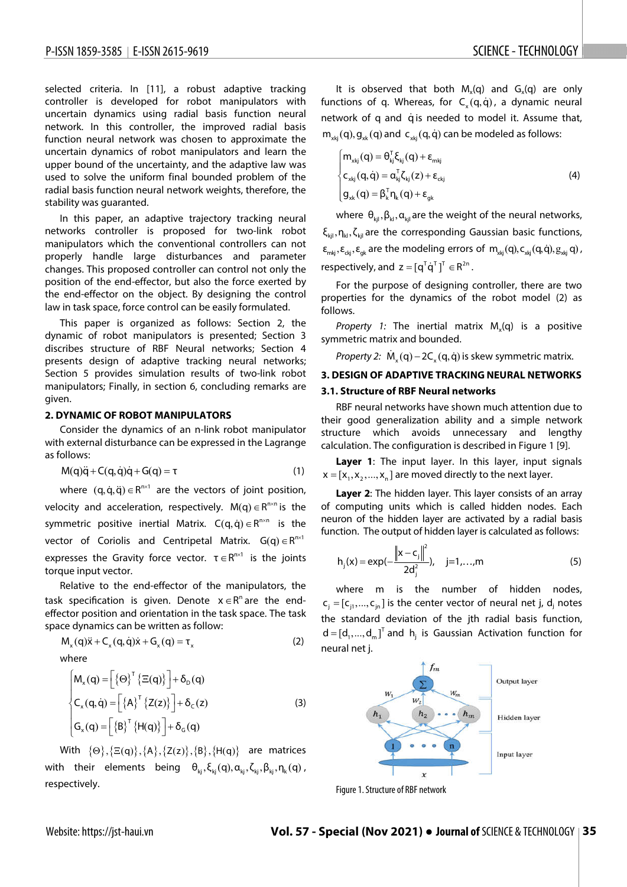selected criteria. In [11], a robust adaptive tracking controller is developed for robot manipulators with uncertain dynamics using radial basis function neural network. In this controller, the improved radial basis function neural network was chosen to approximate the uncertain dynamics of robot manipulators and learn the upper bound of the uncertainty, and the adaptive law was used to solve the uniform final bounded problem of the radial basis function neural network weights, therefore, the stability was guaranted.

In this paper, an adaptive trajectory tracking neural networks controller is proposed for two-link robot manipulators which the conventional controllers can not properly handle large disturbances and parameter changes. This proposed controller can control not only the position of the end-effector, but also the force exerted by the end-effector on the object. By designing the control law in task space, force control can be easily formulated.

This paper is organized as follows: Section 2, the dynamic of robot manipulators is presented; Section 3 discribes structure of RBF Neural networks; Section 4 presents design of adaptive tracking neural networks; Section 5 provides simulation results of two-link robot manipulators; Finally, in section 6, concluding remarks are given.

## 2. DYNAMIC OF ROBOT MANIPULATORS

Consider the dynamics of an n-link robot manipulator with external disturbance can be expressed in the Lagrange as follows:

$$M(q)\ddot{q}+C(q,\dot{q})\dot{q}+G(q)=\tau \quad (1)$$

where $(q,\dot{q},\ddot{q})\in R^{n\times 1}$ are the vectors of joint position, velocity and acceleration, respectively. $M(q)\in R^{n\times n}$ is the symmetric positive inertial Matrix. $C(q,\dot{q})\in R^{n\times n}$ is the vector of Coriolis and Centripetal Matrix. $G(q)\in R^{n\times 1}$ expresses the Gravity force vector. $\tau\in R^{n\times 1}$ is the joints torque input vector.

Relative to the end-effector of the manipulators, the task specification is given. Denote $x\in R^{n}$ are the end-effector position and orientation in the task space. The task space dynamics can be written as follow:

$$M_x(q)\ddot{x}+C_x(q,\dot{q})\dot{x}+G_x(q)=\tau_x \quad (2)$$

where

$$\begin{cases} M_x(q)=\left[\{\Theta\}^T\{\Xi(q)\}\right]+\delta_D(q) \\ C_x(q,\dot{q})=\left[\{A\}^T\{Z(z)\}\right]+\delta_C(z) \\ G_x(q)=\left[\{B\}^T\{H(q)\}\right]+\delta_G(q) \end{cases} \quad (3)$$

With $\{\Theta\},\{\Xi(q)\},\{A\},\{Z(z)\},\{B\},\{H(q)\}$ are matrices with their elements being $\theta_{kj},\xi_{kj}(q),\alpha_{kj},\zeta_{kj},\beta_{kj},\eta_k(q)$, respectively.

It is observed that both $M_x(q)$ and $G_x(q)$ are only functions of q. Whereas, for $C_x(q,\dot{q})$, a dynamic neural network of q and $\dot{q}$ is needed to model it. Assume that, $m_{xkj}(q), g_{xk}(q)$ and $c_{xkj}(q,\dot{q})$ can be modeled as follows:

$$\begin{cases} m_{xkj}(q)=\theta_{kj}^T\xi_{kj}(q)+\varepsilon_{mkj} \\ c_{xkj}(q,\dot{q})=\alpha_{kj}^T\zeta_{kj}(z)+\varepsilon_{ckj} \\ g_{xk}(q)=\beta_k^T\eta_k(q)+\varepsilon_{gk} \end{cases} \quad (4)$$

where $\theta_{kjl},\beta_{kl},\alpha_{kjl}$ are the weight of the neural networks, $\xi_{kjl},\eta_{kl},\zeta_{kjl}$ are the corresponding Gaussian basic functions, $\varepsilon_{mkj},\varepsilon_{ckj},\varepsilon_{gk}$ are the modeling errors of $m_{xkj}(q),c_{xkj}(q,\dot{q}),g_{xkj}\,q)$, respectively, and $z=[q^T\dot{q}^T]^T\in R^{2n}$.

For the purpose of designing controller, there are two properties for the dynamics of the robot model (2) as follows.

*Property 1:* The inertial matrix $M_x(q)$ is a positive symmetric matrix and bounded.

*Property 2:* $\dot{M}_x(q)-2C_x(q,\dot{q})$ is skew symmetric matrix.

## 3. DESIGN OF ADAPTIVE TRACKING NEURAL NETWORKS

### 3.1. Structure of RBF Neural networks

RBF neural networks have shown much attention due to their good generalization ability and a simple network structure which avoids unnecessary and lengthy calculation. The configuration is described in Figure 1 [9].

**Layer 1**: The input layer. In this layer, input signals $x=[x_1,x_2,...,x_n]$ are moved directly to the next layer.

**Layer 2**: The hidden layer. This layer consists of an array of computing units which is called hidden nodes. Each neuron of the hidden layer are activated by a radial basis function. The output of hidden layer is calculated as follows:

$$h_j(x)=\exp\left(-\frac{\|x-c_j\|^2}{2d_j^2}\right),\quad j=1,\ldots,m \quad (5)$$

where m is the number of hidden nodes, $c_j=[c_{j1},...,c_{jn}]$ is the center vector of neural net j, $d_j$ notes the standard deviation of the jth radial basis function, $d=[d_1,...,d_m]^T$ and $h_j$ is Gaussian Activation function for neural net j.

Figure 1. Structure of RBF network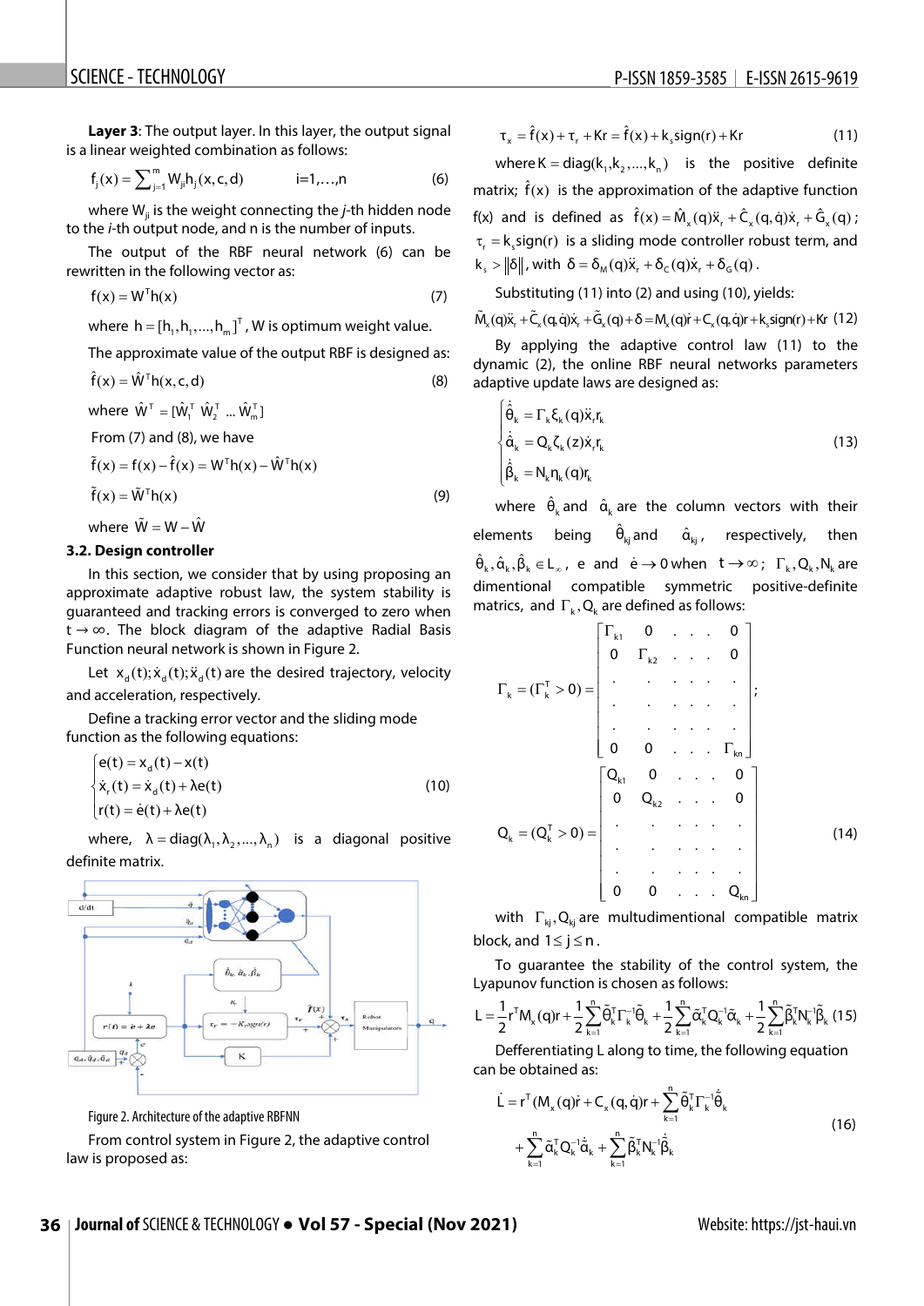**Layer 3**: The output layer. In this layer, the output signal is a linear weighted combination as follows:

$$f_j(x) = \sum_{j=1}^{m} W_{ji} h_j(x,c,d) \qquad i=1,\dots,n \tag{6}$$

where $W_{ji}$ is the weight connecting the *j*-th hidden node to the *i*-th output node, and n is the number of inputs.

The output of the RBF neural network (6) can be rewritten in the following vector as:

$$f(x) = W^T h(x) \tag{7}$$

where $h = [h_1, h_1, \dots, h_m]^T$, W is optimum weight value.

The approximate value of the output RBF is designed as:

$$\hat{f}(x) = \hat{W}^T h(x,c,d) \tag{8}$$

where $\hat{W}^T = [\hat{W}_1^T \ \hat{W}_2^T \ \dots \ \hat{W}_m^T]$

From (7) and (8), we have

$$\tilde{f}(x) = f(x) - \hat{f}(x) = W^T h(x) - \hat{W}^T h(x)$$

$$\tilde{f}(x) = \tilde{W}^T h(x) \tag{9}$$

where $\tilde{W} = W - \hat{W}$

### 3.2. Design controller

In this section, we consider that by using proposing an approximate adaptive robust law, the system stability is guaranteed and tracking errors is converged to zero when $t \to \infty$. The block diagram of the adaptive Radial Basis Function neural network is shown in Figure 2.

Let $x_d(t); \dot{x}_d(t); \ddot{x}_d(t)$ are the desired trajectory, velocity and acceleration, respectively.

Define a tracking error vector and the sliding mode function as the following equations:

$$\begin{cases} e(t) = x_d(t) - x(t) \\ \dot{x}_r(t) = \dot{x}_d(t) + \lambda e(t) \\ r(t) = \dot{e}(t) + \lambda e(t) \end{cases} \tag{10}$$

where, $\lambda = \mathrm{diag}(\lambda_1, \lambda_2, \dots, \lambda_n)$ is a diagonal positive definite matrix.

Figure 2. Architecture of the adaptive RBFNN

From control system in Figure 2, the adaptive control law is proposed as:

$$\tau_x = \hat{f}(x) + \tau_r + Kr = \hat{f}(x) + k_s \mathrm{sign}(r) + Kr \tag{11}$$

where $K = \mathrm{diag}(k_1, k_2, \dots, k_n)$ is the positive definite matrix; $\hat{f}(x)$ is the approximation of the adaptive function f(x) and is defined as $\hat{f}(x) = \hat{M}_x(q)\ddot{x}_r + \hat{C}_x(q,\dot{q})\dot{x}_r + \hat{G}_x(q)$; $\tau_r = k_s \mathrm{sign}(r)$ is a sliding mode controller robust term, and $k_s > \|\delta\|$, with $\delta = \delta_M(q)\ddot{x}_r + \delta_C(q)\dot{x}_r + \delta_G(q)$.

Substituting (11) into (2) and using (10), yields:

$$\tilde{M}_x(q)\ddot{x}_r + \tilde{C}_x(q,\dot{q})\dot{x}_r + \tilde{G}_x(q) + \delta = M_x(q)\dot{r} + C_x(q,\dot{q})r + k_s \mathrm{sign}(r) + Kr \tag{12}$$

By applying the adaptive control law (11) to the dynamic (2), the online RBF neural networks parameters adaptive update laws are designed as:

$$\begin{cases} \dot{\hat{\theta}}_k = \Gamma_k \xi_k(q)\ddot{x}_r r_k \\ \dot{\hat{\alpha}}_k = Q_k \zeta_k(z)\dot{x}_r r_k \\ \dot{\hat{\beta}}_k = N_k \eta_k(q) r_k \end{cases} \tag{13}$$

where $\hat{\theta}_k$ and $\hat{\alpha}_k$ are the column vectors with their elements being $\hat{\theta}_{kj}$ and $\hat{\alpha}_{kj}$, respectively, then $\hat{\theta}_k, \hat{\alpha}_k, \hat{\beta}_k \in L_\infty$, e and $\dot{e} \to 0$ when $t \to \infty$; $\Gamma_k, Q_k, N_k$ are dimentional compatible symmetric positive-definite matrics, and $\Gamma_k, Q_k$ are defined as follows:

$$\Gamma_k = (\Gamma_k^T > 0) = \begin{bmatrix} \Gamma_{k1} & 0 & \cdot & \cdot & \cdot & 0 \\ 0 & \Gamma_{k2} & \cdot & \cdot & \cdot & 0 \\ \cdot & \cdot & \cdot & \cdot & \cdot & \cdot \\ \cdot & \cdot & \cdot & \cdot & \cdot & \cdot \\ \cdot & \cdot & \cdot & \cdot & \cdot & \cdot \\ 0 & 0 & \cdot & \cdot & \cdot & \Gamma_{kn} \end{bmatrix};$$

$$Q_k = (Q_k^T > 0) = \begin{bmatrix} Q_{k1} & 0 & \cdot & \cdot & \cdot & 0 \\ 0 & Q_{k2} & \cdot & \cdot & \cdot & 0 \\ \cdot & \cdot & \cdot & \cdot & \cdot & \cdot \\ \cdot & \cdot & \cdot & \cdot & \cdot & \cdot \\ \cdot & \cdot & \cdot & \cdot & \cdot & \cdot \\ 0 & 0 & \cdot & \cdot & \cdot & Q_{kn} \end{bmatrix} \tag{14}$$

with $\Gamma_{kj}, Q_{kj}$ are multudimentional compatible matrix block, and $1 \le j \le n$.

To guarantee the stability of the control system, the Lyapunov function is chosen as follows:

$$L = \frac{1}{2} r^T M_x(q) r + \frac{1}{2}\sum_{k=1}^{n} \tilde{\theta}_k^T \Gamma_k^{-1} \tilde{\theta}_k + \frac{1}{2}\sum_{k=1}^{n} \tilde{\alpha}_k^T Q_k^{-1} \tilde{\alpha}_k + \frac{1}{2}\sum_{k=1}^{n} \tilde{\beta}_k^T N_k^{-1} \tilde{\beta}_k \tag{15}$$

Defferentiating L along to time, the following equation can be obtained as:

$$\dot{L} = r^T (M_x(q)\dot{r} + C_x(q,\dot{q})r + \sum_{k=1}^{n} \tilde{\theta}_k^T \Gamma_k^{-1} \dot{\tilde{\theta}}_k + \sum_{k=1}^{n} \tilde{\alpha}_k^T Q_k^{-1} \dot{\tilde{\alpha}}_k + \sum_{k=1}^{n} \tilde{\beta}_k^T N_k^{-1} \dot{\tilde{\beta}}_k \tag{16}$$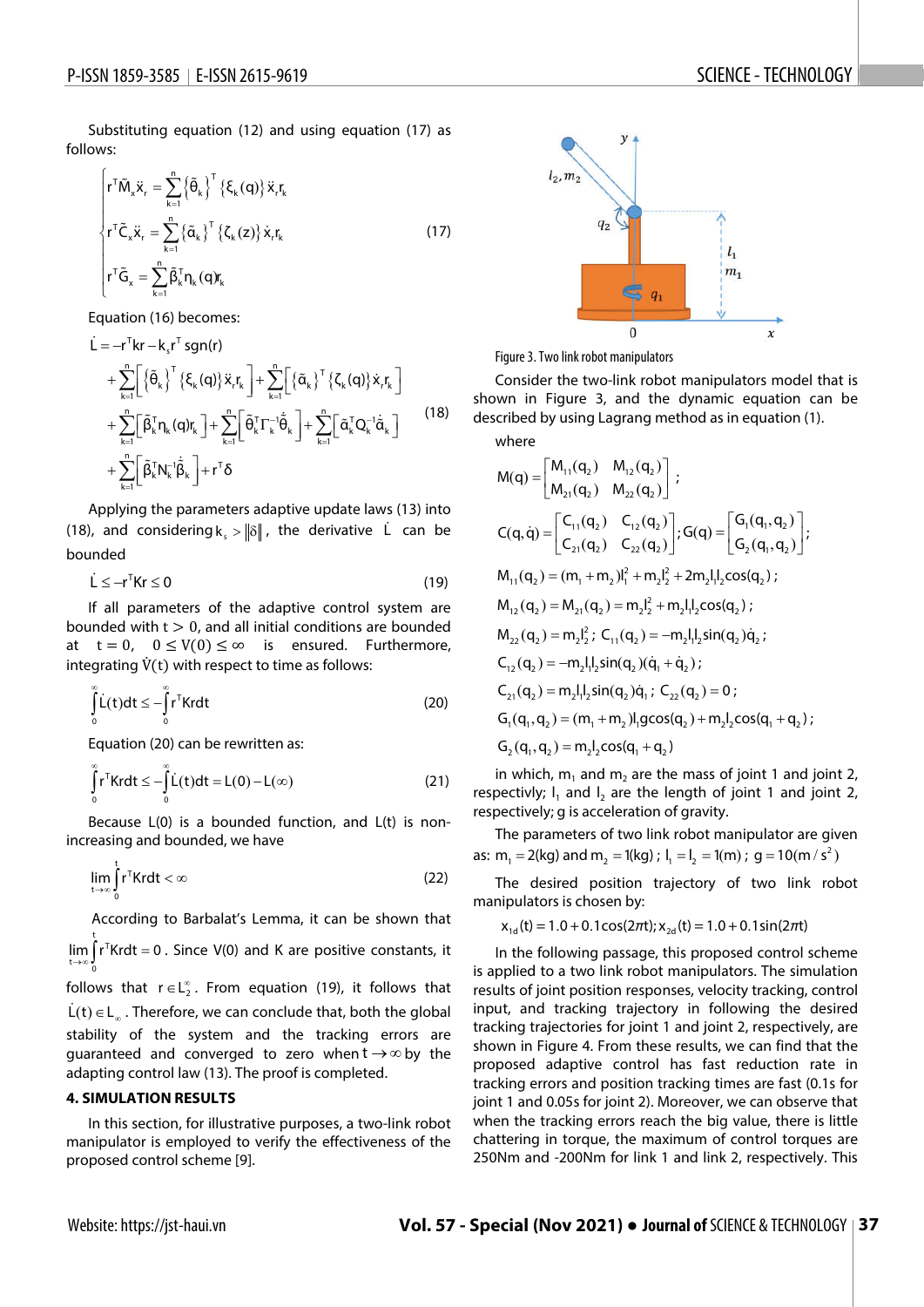Substituting equation (12) and using equation (17) as follows:

$$\begin{cases} r^T\tilde{M}_x\ddot{x}_r = \sum_{k=1}^{n}\{\tilde{\theta}_k\}^T\{\xi_k(q)\}\ddot{x}_r r_k \\ r^T\tilde{C}_x\ddot{x}_r = \sum_{k=1}^{n}\{\tilde{\alpha}_k\}^T\{\zeta_k(z)\}\dot{x}_r r_k \\ r^T\tilde{G}_x = \sum_{k=1}^{n}\tilde{\beta}_k^T\eta_k(q)r_k \end{cases} \tag{17}$$

Equation (16) becomes:

$$\begin{aligned} \dot{L} &= -r^Tkr - k_s r^T\,\mathrm{sgn}(r) \\ &+ \sum_{k=1}^{n}\left[\{\tilde{\theta}_k\}^T\{\xi_k(q)\}\ddot{x}_r r_k\right] + \sum_{k=1}^{n}\left[\{\tilde{\alpha}_k\}^T\{\zeta_k(q)\}\dot{x}_r r_k\right] \\ &+ \sum_{k=1}^{n}\left[\tilde{\beta}_k^T\eta_k(q)r_k\right] + \sum_{k=1}^{n}\left[\tilde{\theta}_k^T\Gamma_k^{-1}\dot{\tilde{\theta}}_k\right] + \sum_{k=1}^{n}\left[\tilde{\alpha}_k^T Q_k^{-1}\dot{\tilde{\alpha}}_k\right] \\ &+ \sum_{k=1}^{n}\left[\tilde{\beta}_k^T N_k^{-1}\dot{\tilde{\beta}}_k\right] + r^T\delta \end{aligned} \tag{18}$$

Applying the parameters adaptive update laws (13) into (18), and considering $k_s > \|\delta\|$, the derivative $\dot{L}$ can be bounded

$$\dot{L} \le -r^TKr \le 0 \tag{19}$$

If all parameters of the adaptive control system are bounded with $t > 0$, and all initial conditions are bounded at $t = 0$, $0 \le V(0) \le \infty$ is ensured. Furthermore, integrating $\dot{V}(t)$ with respect to time as follows:

$$\int_0^\infty \dot{L}(t)dt \le -\int_0^\infty r^TKrdt \tag{20}$$

Equation (20) can be rewritten as:

$$\int_0^\infty r^TKrdt \le -\int_0^\infty \dot{L}(t)dt = L(0) - L(\infty) \tag{21}$$

Because L(0) is a bounded function, and L(t) is non-increasing and bounded, we have

$$\lim_{t\to\infty}\int_0^t r^TKrdt < \infty \tag{22}$$

According to Barbalat's Lemma, it can be shown that $\lim_{t\to\infty}\int_0^t r^TKrdt = 0$. Since V(0) and K are positive constants, it follows that $r \in L_2^\infty$. From equation (19), it follows that $\dot{L}(t) \in L_\infty$. Therefore, we can conclude that, both the global stability of the system and the tracking errors are guaranteed and converged to zero when $t \to \infty$ by the adapting control law (13). The proof is completed.

## 4. SIMULATION RESULTS

In this section, for illustrative purposes, a two-link robot manipulator is employed to verify the effectiveness of the proposed control scheme [9].

Figure 3. Two link robot manipulators

Consider the two-link robot manipulators model that is shown in Figure 3, and the dynamic equation can be described by using Lagrang method as in equation (1).

where

$$M(q) = \begin{bmatrix} M_{11}(q_2) & M_{12}(q_2) \\ M_{21}(q_2) & M_{22}(q_2) \end{bmatrix};$$

$$C(q,\dot{q}) = \begin{bmatrix} C_{11}(q_2) & C_{12}(q_2) \\ C_{21}(q_2) & C_{22}(q_2) \end{bmatrix}; G(q) = \begin{bmatrix} G_1(q_1,q_2) \\ G_2(q_1,q_2) \end{bmatrix};$$

$M_{11}(q_2) = (m_1 + m_2)l_1^2 + m_2l_2^2 + 2m_2l_1l_2\cos(q_2)$;

$M_{12}(q_2) = M_{21}(q_2) = m_2l_2^2 + m_2l_1l_2\cos(q_2)$;

$M_{22}(q_2) = m_2l_2^2$; $C_{11}(q_2) = -m_2l_1l_2\sin(q_2)\dot{q}_2$;

$C_{12}(q_2) = -m_2l_1l_2\sin(q_2)(\dot{q}_1 + \dot{q}_2)$;

$C_{21}(q_2) = m_2l_1l_2\sin(q_2)\dot{q}_1$; $C_{22}(q_2) = 0$;

$G_1(q_1,q_2) = (m_1 + m_2)l_1g\cos(q_2) + m_2l_2\cos(q_1 + q_2)$;

$G_2(q_1,q_2) = m_2l_2\cos(q_1 + q_2)$

in which, $m_1$ and $m_2$ are the mass of joint 1 and joint 2, respectivly; $l_1$ and $l_2$ are the length of joint 1 and joint 2, respectively; g is acceleration of gravity.

The parameters of two link robot manipulator are given as: $m_1 = 2$(kg) and $m_2 = 1$(kg); $l_1 = l_2 = 1$(m); $g = 10(m/s^2)$

The desired position trajectory of two link robot manipulators is chosen by:

$$x_{1d}(t) = 1.0 + 0.1\cos(2\pi t); x_{2d}(t) = 1.0 + 0.1\sin(2\pi t)$$

In the following passage, this proposed control scheme is applied to a two link robot manipulators. The simulation results of joint position responses, velocity tracking, control input, and tracking trajectory in following the desired tracking trajectories for joint 1 and joint 2, respectively, are shown in Figure 4. From these results, we can find that the proposed adaptive control has fast reduction rate in tracking errors and position tracking times are fast (0.1s for joint 1 and 0.05s for joint 2). Moreover, we can observe that when the tracking errors reach the big value, there is little chattering in torque, the maximum of control torques are 250Nm and -200Nm for link 1 and link 2, respectively. This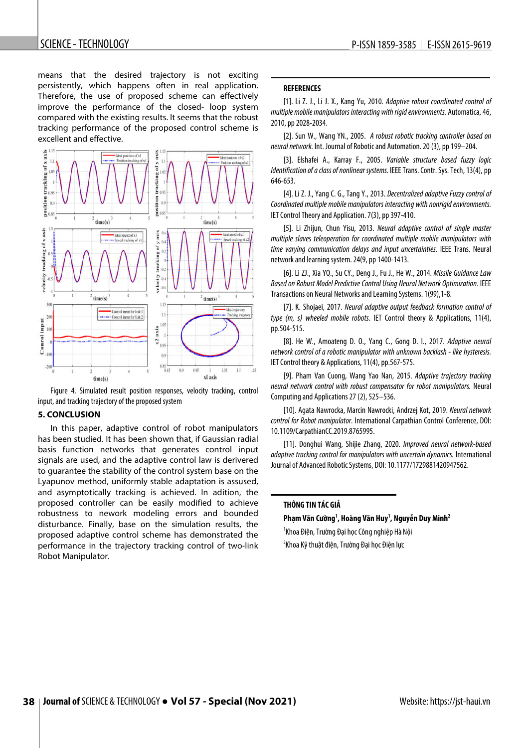means that the desired trajectory is not exciting persistently, which happens often in real application. Therefore, the use of proposed scheme can effectively improve the performance of the closed- loop system compared with the existing results. It seems that the robust tracking performance of the proposed control scheme is excellent and effective.

Figure 4. Simulated result position responses, velocity tracking, control input, and tracking trajectory of the proposed system

## 5. CONCLUSION

In this paper, adaptive control of robot manipulators has been studied. It has been shown that, if Gaussian radial basis function networks that generates control input signals are used, and the adaptive control law is derived to guarantee the stability of the control system base on the Lyapunov method, uniformly stable adaptation is assused, and asymptotically tracking is achieved. In adition, the proposed controller can be easily modified to achieve robustness to nework modeling errors and bounded disturbance. Finally, base on the simulation results, the proposed adaptive control scheme has demonstrated the performance in the trajectory tracking control of two-link Robot Manipulator.

## REFERENCES

[1]. Li Z. J., Li J. X., Kang Yu, 2010. *Adaptive robust coordinated control of multiple mobile manipulators interacting with rigid environments.* Automatica, 46, 2010, pp 2028-2034.

[2]. Sun W., Wang YN., 2005. *A robust robotic tracking controller based on neural network.* Int. Journal of Robotic and Automation. 20 (3), pp 199–204.

[3]. Elshafei A., Karray F., 2005. *Variable structure based fuzzy logic Identification of a class of nonlinear systems.* IEEE Trans. Contr. Sys. Tech, 13(4), pp 646-653.

[4]. Li Z. J., Yang C. G., Tang Y., 2013. *Decentralized adaptive Fuzzy control of Coordinated multiple mobile manipulators interacting with nonrigid environments.* IET Control Theory and Application. 7(3), pp 397-410.

[5]. Li Zhijun, Chun Yisu, 2013. *Neural adaptive control of single master multiple slaves teleoperation for coordinated multiple mobile manipulators with time varying communication delays and input uncertainties.* IEEE Trans. Neural network and learning system. 24(9, pp 1400-1413.

[6]. Li ZJ., Xia YQ., Su CY., Deng J., Fu J., He W., 2014. *Missile Guidance Law Based on Robust Model Predictive Control Using Neural Network Optimization*. IEEE Transactions on Neural Networks and Learning Systems. 1(99),1-8.

[7]. K. Shojaei, 2017. *Neural adaptive output feedback formation control of type (m, s) wheeled mobile robots*. IET Control theory & Applications, 11(4), pp.504-515.

[8]. He W., Amoateng D. O., Yang C., Gong D. I., 2017. *Adaptive neural network control of a robotic manipulator with unknown backlash - like hysteresis.* IET Control theory & Applications, 11(4), pp.567-575.

[9]. Pham Van Cuong, Wang Yao Nan, 2015. *Adaptive trajectory tracking neural network control with robust compensator for robot manipulators.* Neural Computing and Applications 27 (2), 525–536.

[10]. Agata Nawrocka, Marcin Nawrocki, Andrzej Kot, 2019. *Neural network control for Robot manipulator.* International Carpathian Control Conference, DOI: 10.1109/CarpathianCC.2019.8765995.

[11]. Donghui Wang, Shijie Zhang, 2020. *Improved neural network-based adaptive tracking control for manipulators with uncertain dynamics.* International Journal of Advanced Robotic Systems, DOI: 10.1177/1729881420947562.

### THÔNG TIN TÁC GIẢ

**Phạm Văn Cường[1], Hoàng Văn Huy[1], Nguyễn Duy Minh[2]**

[1]Khoa Điện, Trường Đại học Công nghiệp Hà Nội

[2]Khoa Kỹ thuật điện, Trường Đại học Điện lực